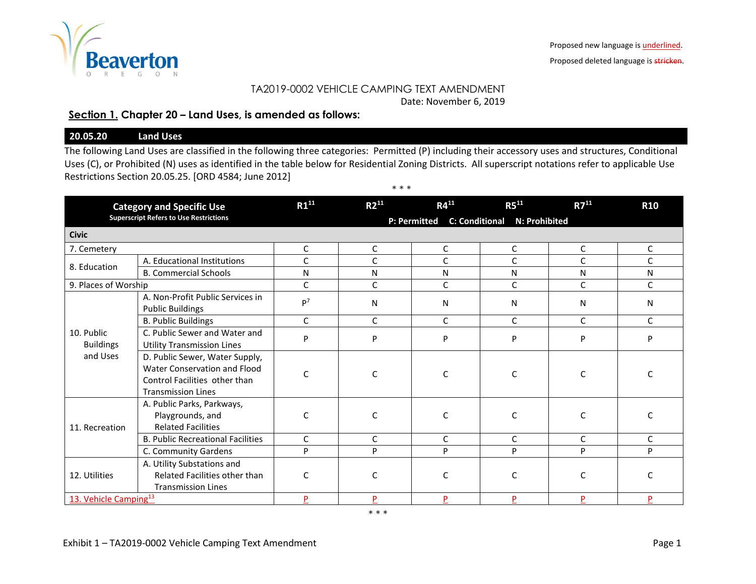Proposed new language is underlined.

Proposed deleted language is ~~stricken~~.

TA2019-0002 VEHICLE CAMPING TEXT AMENDMENT

Date: November 6, 2019

## <u>Section 1.</u> Chapter 20 – Land Uses, is amended as follows:

### 20.05.20 Land Uses

The following Land Uses are classified in the following three categories: Permitted (P) including their accessory uses and structures, Conditional Uses (C), or Prohibited (N) uses as identified in the table below for Residential Zoning Districts. All superscript notations refer to applicable Use Restrictions Section 20.05.25. [ORD 4584; June 2012]

\* \* \*

| Category and Specific Use (Superscript Refers to Use Restrictions) | | R1[11] | R2[11] | R4[11] | R5[11] | R7[11] | R10 |
|---|---|---|---|---|---|---|---|
| | | P: Permitted | C: Conditional | N: Prohibited | | | |
| **Civic** | | | | | | | |
| 7. Cemetery | | C | C | C | C | C | C |
| 8. Education | A. Educational Institutions | C | C | C | C | C | C |
| | B. Commercial Schools | N | N | N | N | N | N |
| 9. Places of Worship | | C | C | C | C | C | C |
| 10. Public Buildings and Uses | A. Non-Profit Public Services in Public Buildings | P[7] | N | N | N | N | N |
| | B. Public Buildings | C | C | C | C | C | C |
| | C. Public Sewer and Water and Utility Transmission Lines | P | P | P | P | P | P |
| | D. Public Sewer, Water Supply, Water Conservation and Flood Control Facilities other than Transmission Lines | C | C | C | C | C | C |
| 11. Recreation | A. Public Parks, Parkways, Playgrounds, and Related Facilities | C | C | C | C | C | C |
| | B. Public Recreational Facilities | C | C | C | C | C | C |
| | C. Community Gardens | P | P | P | P | P | P |
| 12. Utilities | A. Utility Substations and Related Facilities other than Transmission Lines | C | C | C | C | C | C |
| <u>13. Vehicle Camping[13]</u> | | <u>P</u> | <u>P</u> | <u>P</u> | <u>P</u> | <u>P</u> | <u>P</u> |

\* \* \*

Exhibit 1 – TA2019-0002 Vehicle Camping Text Amendment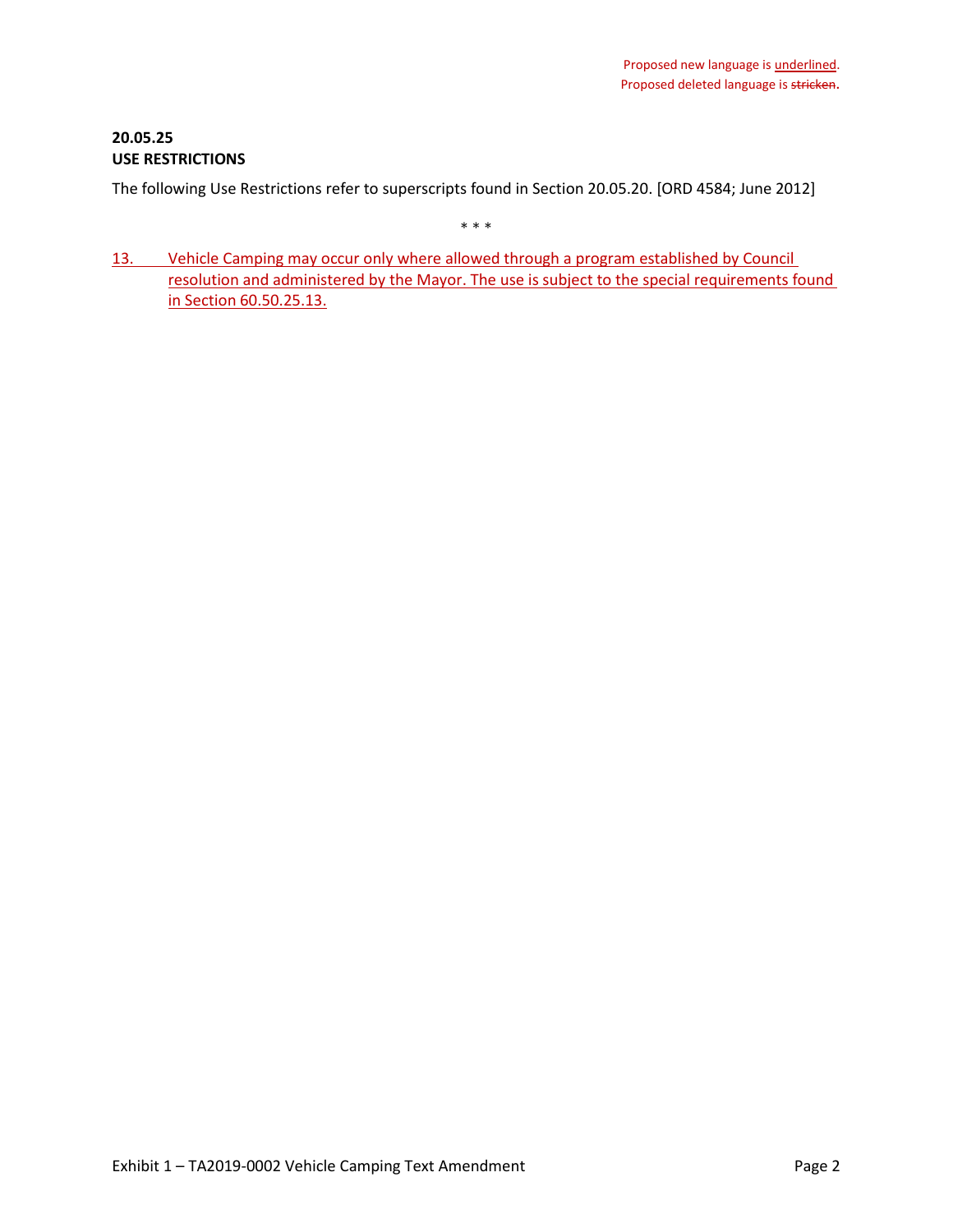Proposed new language is <u>underlined</u>.
Proposed deleted language is ~~stricken~~.

**20.05.25**
**USE RESTRICTIONS**

The following Use Restrictions refer to superscripts found in Section 20.05.20. [ORD 4584; June 2012]

\* \* \*

<u>13. Vehicle Camping may occur only where allowed through a program established by Council resolution and administered by the Mayor. The use is subject to the special requirements found in Section 60.50.25.13.</u>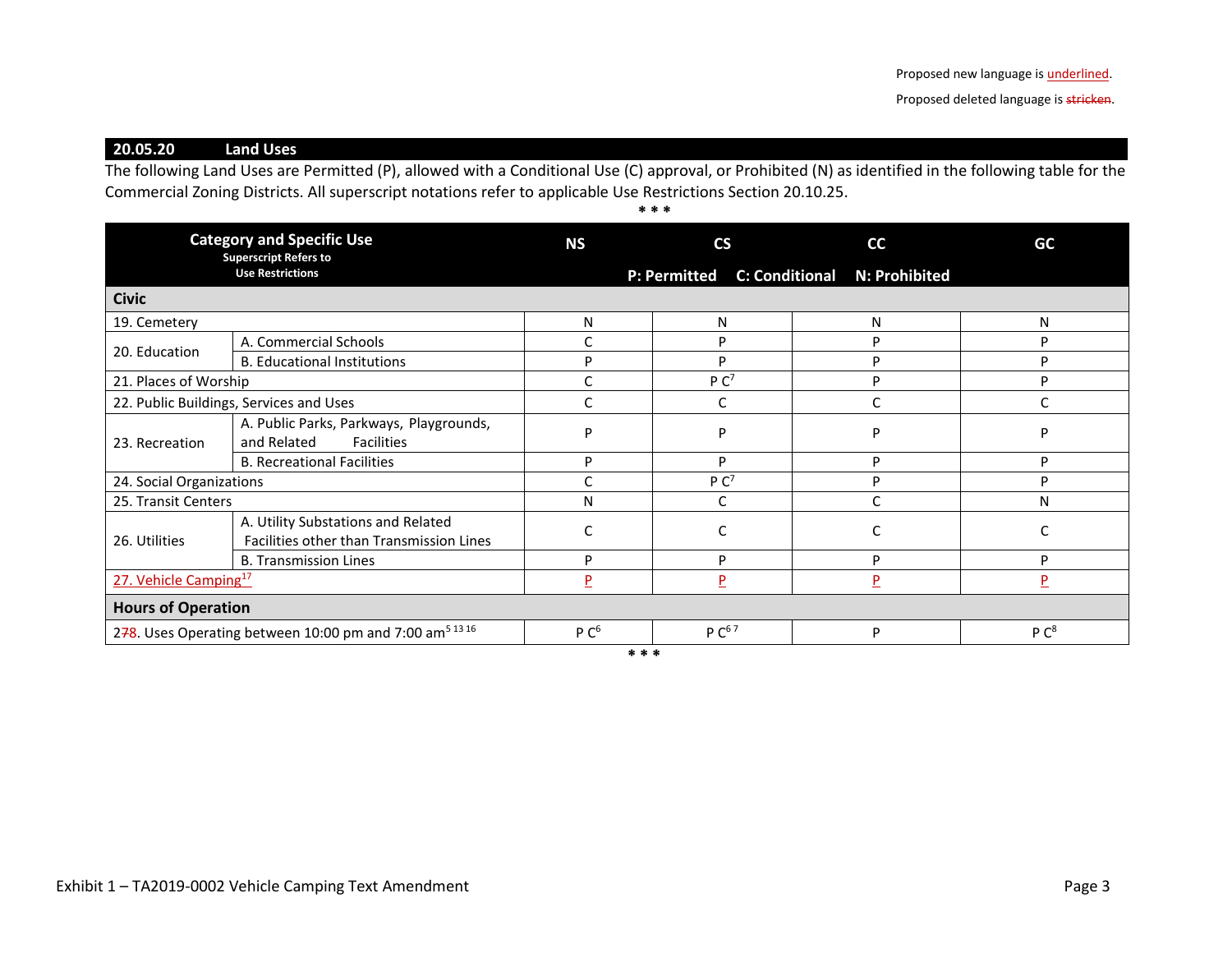Proposed new language is underlined.

Proposed deleted language is ~~stricken~~.

## 20.05.20 Land Uses

The following Land Uses are Permitted (P), allowed with a Conditional Use (C) approval, or Prohibited (N) as identified in the following table for the Commercial Zoning Districts. All superscript notations refer to applicable Use Restrictions Section 20.10.25.

\* \* \*

| Category and Specific Use (Superscript Refers to Use Restrictions) | | NS | CS | CC | GC |
|---|---|---|---|---|---|
| | | P: Permitted | C: Conditional | N: Prohibited | |
| **Civic** | | | | | |
| 19. Cemetery | | N | N | N | N |
| 20. Education | A. Commercial Schools | C | P | P | P |
| | B. Educational Institutions | P | P | P | P |
| 21. Places of Worship | | C | P C[7] | P | P |
| 22. Public Buildings, Services and Uses | | C | C | C | C |
| 23. Recreation | A. Public Parks, Parkways, Playgrounds, and Related Facilities | P | P | P | P |
| | B. Recreational Facilities | P | P | P | P |
| 24. Social Organizations | | C | P C[7] | P | P |
| 25. Transit Centers | | N | C | C | N |
| 26. Utilities | A. Utility Substations and Related Facilities other than Transmission Lines | C | C | C | C |
| | B. Transmission Lines | P | P | P | P |
| <u>27. Vehicle Camping[17]</u> | | <u>P</u> | <u>P</u> | <u>P</u> | <u>P</u> |
| **Hours of Operation** | | | | | |
| 2~~7~~8. Uses Operating between 10:00 pm and 7:00 am[5 13 16] | | P C[6] | P C[6 7] | P | P C[8] |

\* \* \*

Exhibit 1 – TA2019-0002 Vehicle Camping Text Amendment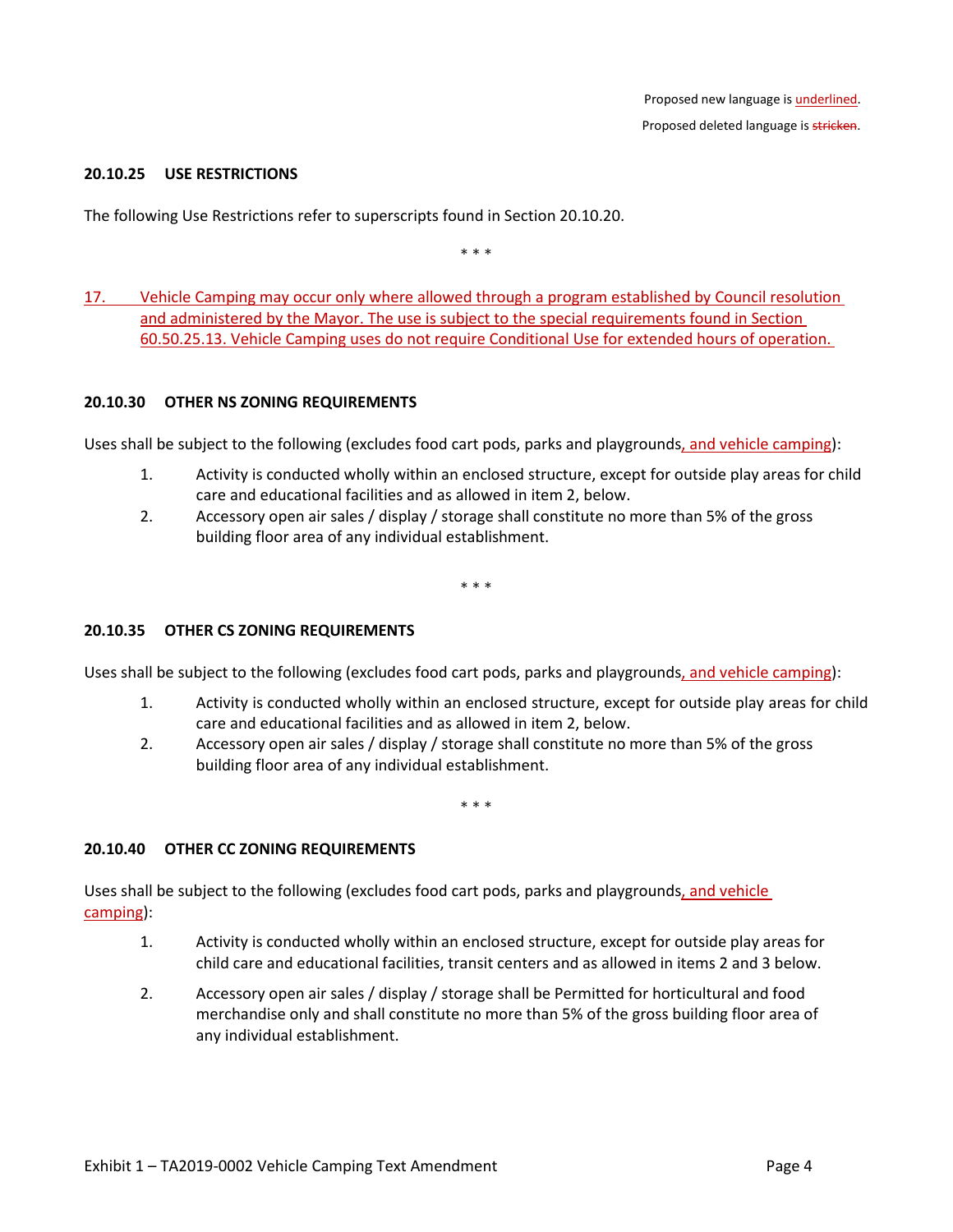Proposed new language is underlined.

Proposed deleted language is ~~stricken~~.

**20.10.25 USE RESTRICTIONS**

The following Use Restrictions refer to superscripts found in Section 20.10.20.

\* \* \*

17. Vehicle Camping may occur only where allowed through a program established by Council resolution and administered by the Mayor. The use is subject to the special requirements found in Section 60.50.25.13. Vehicle Camping uses do not require Conditional Use for extended hours of operation.

**20.10.30 OTHER NS ZONING REQUIREMENTS**

Uses shall be subject to the following (excludes food cart pods, parks and playgrounds, and vehicle camping):

1. Activity is conducted wholly within an enclosed structure, except for outside play areas for child care and educational facilities and as allowed in item 2, below.
2. Accessory open air sales / display / storage shall constitute no more than 5% of the gross building floor area of any individual establishment.

\* \* \*

**20.10.35 OTHER CS ZONING REQUIREMENTS**

Uses shall be subject to the following (excludes food cart pods, parks and playgrounds, and vehicle camping):

1. Activity is conducted wholly within an enclosed structure, except for outside play areas for child care and educational facilities and as allowed in item 2, below.
2. Accessory open air sales / display / storage shall constitute no more than 5% of the gross building floor area of any individual establishment.

\* \* \*

**20.10.40 OTHER CC ZONING REQUIREMENTS**

Uses shall be subject to the following (excludes food cart pods, parks and playgrounds, and vehicle camping):

1. Activity is conducted wholly within an enclosed structure, except for outside play areas for child care and educational facilities, transit centers and as allowed in items 2 and 3 below.
2. Accessory open air sales / display / storage shall be Permitted for horticultural and food merchandise only and shall constitute no more than 5% of the gross building floor area of any individual establishment.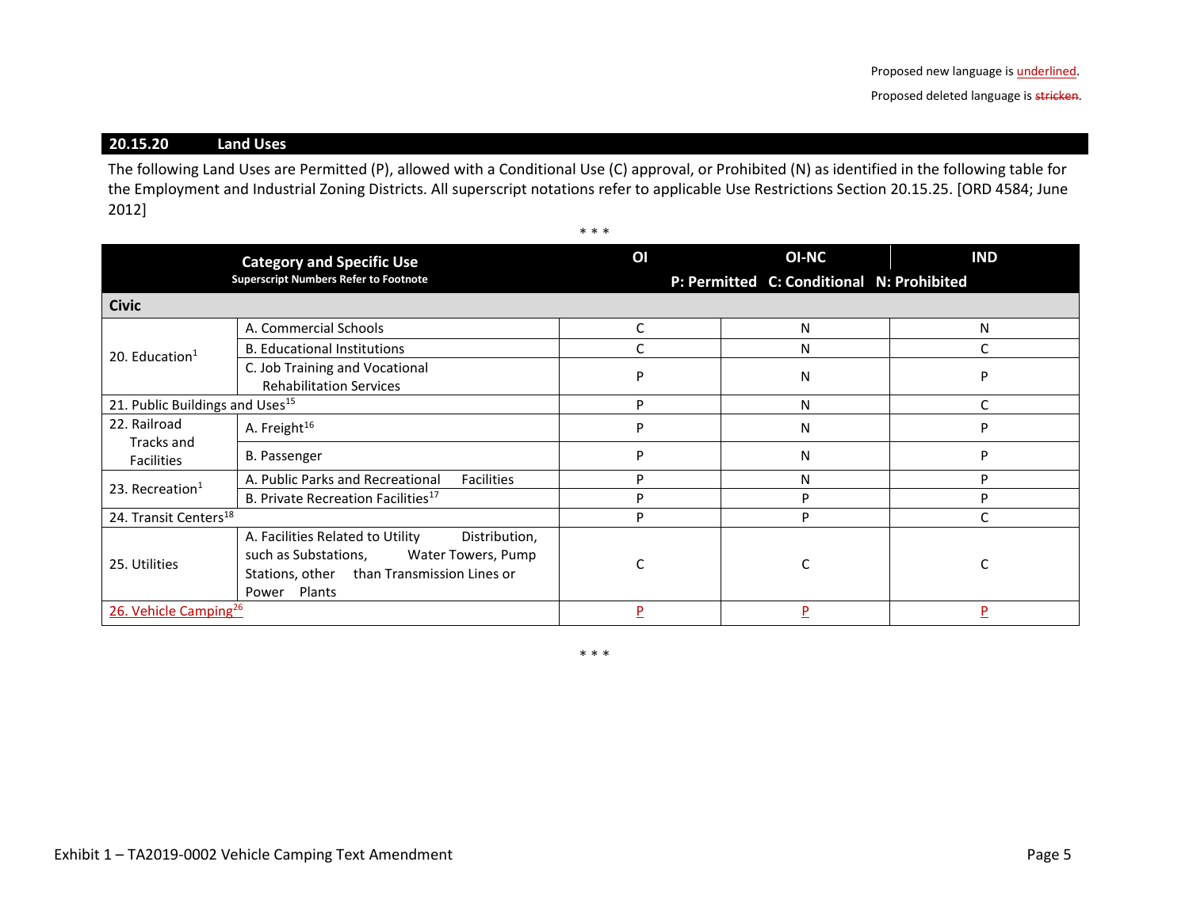Proposed new language is <u>underlined</u>.

Proposed deleted language is ~~stricken~~.

## 20.15.20 Land Uses

The following Land Uses are Permitted (P), allowed with a Conditional Use (C) approval, or Prohibited (N) as identified in the following table for the Employment and Industrial Zoning Districts. All superscript notations refer to applicable Use Restrictions Section 20.15.25. [ORD 4584; June 2012]

\* \* \*

| Category and Specific Use (Superscript Numbers Refer to Footnote) | | OI | OI-NC | IND |
|---|---|---|---|---|
| | | P: Permitted | C: Conditional | N: Prohibited |
| **Civic** | | | | |
| 20. Education[1] | A. Commercial Schools | C | N | N |
| | B. Educational Institutions | C | N | C |
| | C. Job Training and Vocational Rehabilitation Services | P | N | P |
| 21. Public Buildings and Uses[15] | | P | N | C |
| 22. Railroad Tracks and Facilities | A. Freight[16] | P | N | P |
| | B. Passenger | P | N | P |
| 23. Recreation[1] | A. Public Parks and Recreational Facilities | P | N | P |
| | B. Private Recreation Facilities[17] | P | P | P |
| 24. Transit Centers[18] | | P | P | C |
| 25. Utilities | A. Facilities Related to Utility Distribution, such as Substations, Water Towers, Pump Stations, other than Transmission Lines or Power Plants | C | C | C |
| <u>26. Vehicle Camping[26]</u> | | <u>P</u> | <u>P</u> | <u>P</u> |

\* \* \*

Exhibit 1 – TA2019-0002 Vehicle Camping Text Amendment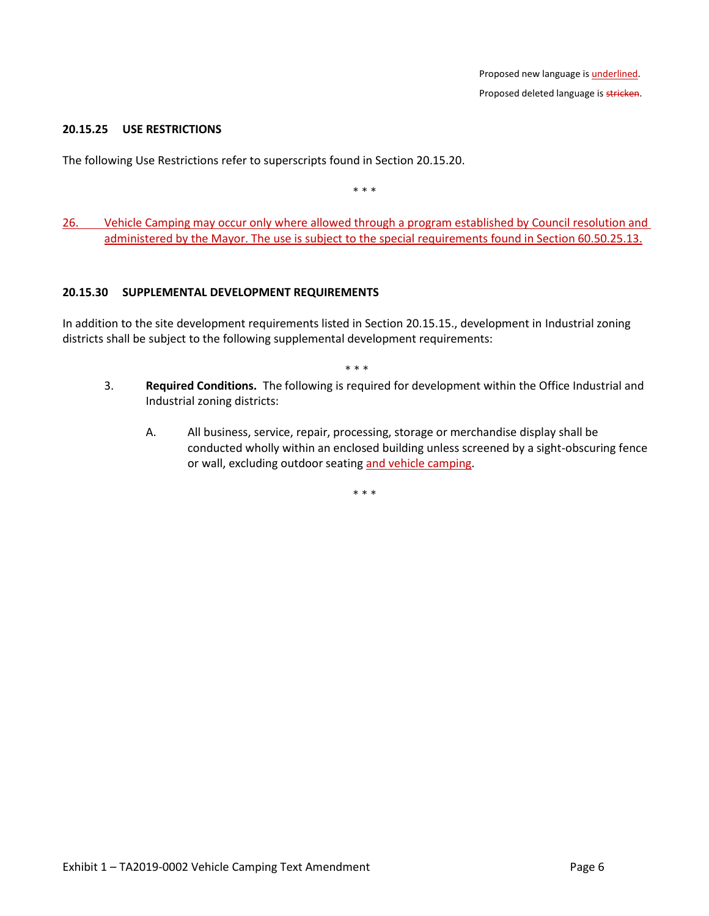Proposed new language is <u>underlined</u>.

Proposed deleted language is ~~stricken~~.

### 20.15.25 USE RESTRICTIONS

The following Use Restrictions refer to superscripts found in Section 20.15.20.

\* \* \*

<u>26. Vehicle Camping may occur only where allowed through a program established by Council resolution and administered by the Mayor. The use is subject to the special requirements found in Section 60.50.25.13.</u>

### 20.15.30 SUPPLEMENTAL DEVELOPMENT REQUIREMENTS

In addition to the site development requirements listed in Section 20.15.15., development in Industrial zoning districts shall be subject to the following supplemental development requirements:

\* \* \*

3. **Required Conditions.** The following is required for development within the Office Industrial and Industrial zoning districts:

   A. All business, service, repair, processing, storage or merchandise display shall be conducted wholly within an enclosed building unless screened by a sight-obscuring fence or wall, excluding outdoor seating <u>and vehicle camping</u>.

\* \* \*

Exhibit 1 – TA2019-0002 Vehicle Camping Text Amendment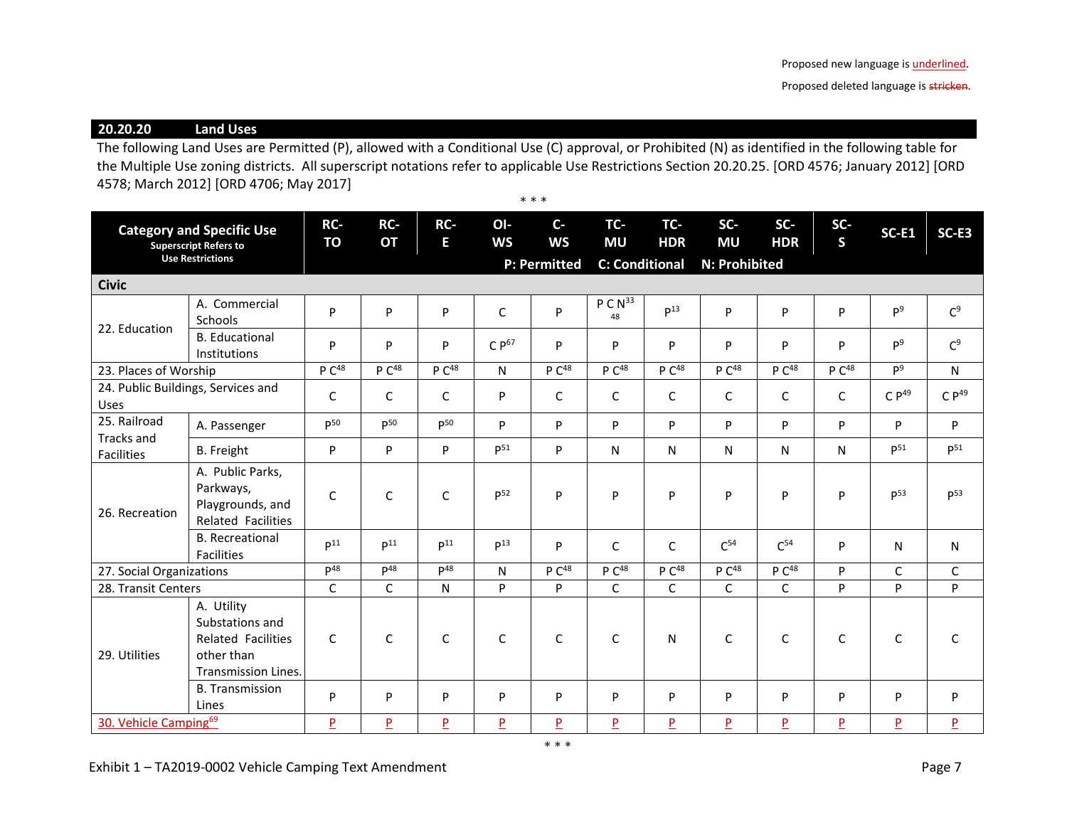Proposed new language is <u>underlined</u>.

Proposed deleted language is ~~stricken~~.

## 20.20.20 Land Uses

The following Land Uses are Permitted (P), allowed with a Conditional Use (C) approval, or Prohibited (N) as identified in the following table for the Multiple Use zoning districts. All superscript notations refer to applicable Use Restrictions Section 20.20.25. [ORD 4576; January 2012] [ORD 4578; March 2012] [ORD 4706; May 2017]

\* \* \*

| Category and Specific Use (Superscript Refers to Use Restrictions) | | RC-TO | RC-OT | RC-E | OI-WS | C-WS | TC-MU | TC-HDR | SC-MU | SC-HDR | SC-S | SC-E1 | SC-E3 |
|---|---|---|---|---|---|---|---|---|---|---|---|---|---|
| | | | | | P: Permitted | | C: Conditional | | N: Prohibited | | | | |
| **Civic** | | | | | | | | | | | | | |
| 22. Education | A. Commercial Schools | P | P | P | C | P | P C N[33] [48] | P[13] | P | P | P | P[9] | C[9] |
| | B. Educational Institutions | P | P | P | C P[67] | P | P | P | P | P | P | P[9] | C[9] |
| 23. Places of Worship | | P C[48] | P C[48] | P C[48] | N | P C[48] | P C[48] | P C[48] | P C[48] | P C[48] | P C[48] | P[9] | N |
| 24. Public Buildings, Services and Uses | | C | C | C | P | C | C | C | C | C | C | C P[49] | C P[49] |
| 25. Railroad Tracks and Facilities | A. Passenger | P[50] | P[50] | P[50] | P | P | P | P | P | P | P | P | P |
| | B. Freight | P | P | P | P[51] | P | N | N | N | N | N | P[51] | P[51] |
| 26. Recreation | A. Public Parks, Parkways, Playgrounds, and Related Facilities | C | C | C | P[52] | P | P | P | P | P | P | P[53] | P[53] |
| | B. Recreational Facilities | P[11] | P[11] | P[11] | P[13] | P | C | C | C[54] | C[54] | P | N | N |
| 27. Social Organizations | | P[48] | P[48] | P[48] | N | P C[48] | P C[48] | P C[48] | P C[48] | P C[48] | P | C | C |
| 28. Transit Centers | | C | C | N | P | P | C | C | C | C | P | P | P |
| 29. Utilities | A. Utility Substations and Related Facilities other than Transmission Lines. | C | C | C | C | C | C | N | C | C | C | C | C |
| | B. Transmission Lines | P | P | P | P | P | P | P | P | P | P | P | P |
| <u>30. Vehicle Camping[69]</u> | | <u>P</u> | <u>P</u> | <u>P</u> | <u>P</u> | <u>P</u> | <u>P</u> | <u>P</u> | <u>P</u> | <u>P</u> | <u>P</u> | <u>P</u> | <u>P</u> |

\* \* \*

Exhibit 1 – TA2019-0002 Vehicle Camping Text Amendment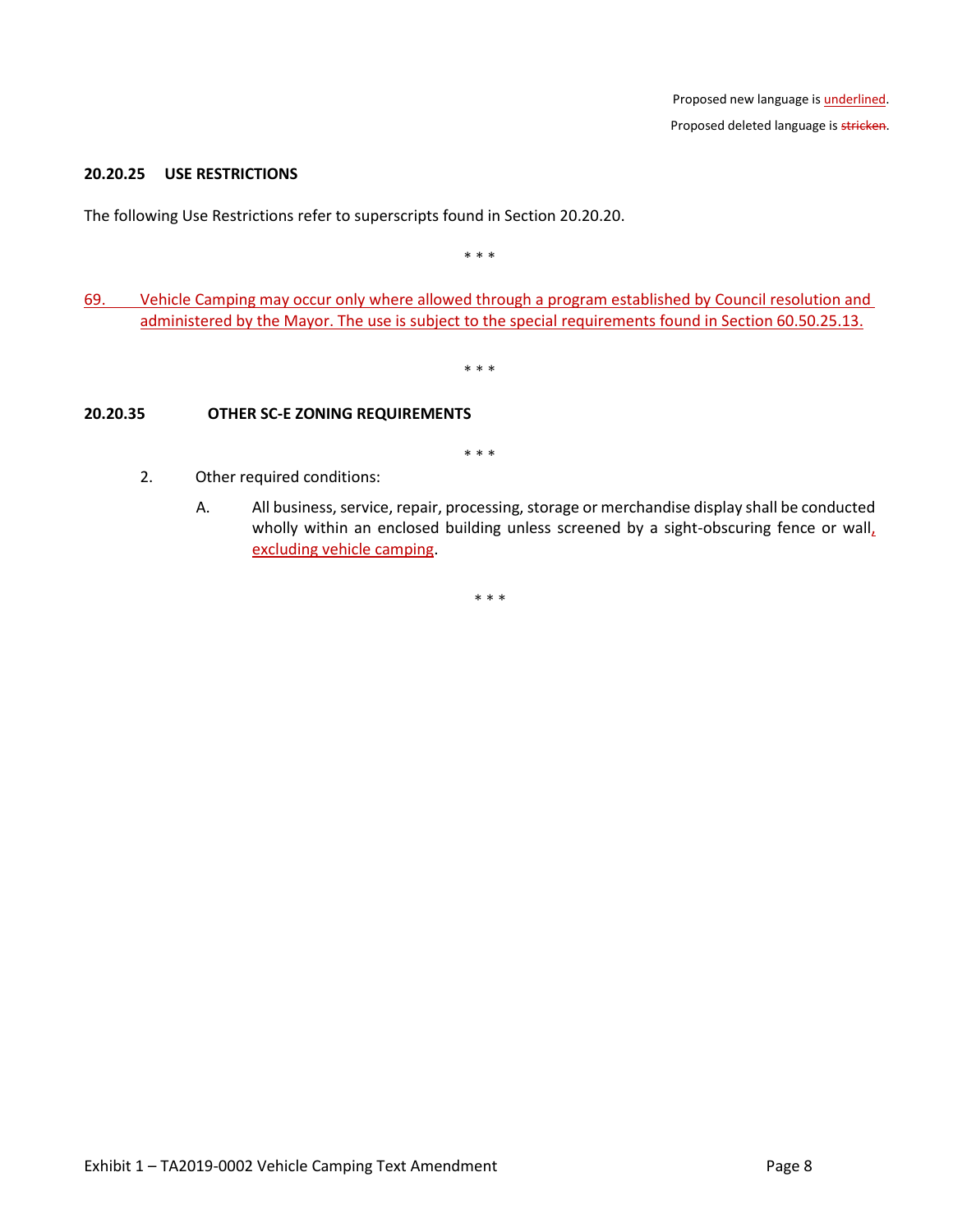Proposed new language is <u>underlined</u>.

Proposed deleted language is ~~stricken~~.

**20.20.25 USE RESTRICTIONS**

The following Use Restrictions refer to superscripts found in Section 20.20.20.

\* \* \*

<u>69. Vehicle Camping may occur only where allowed through a program established by Council resolution and administered by the Mayor. The use is subject to the special requirements found in Section 60.50.25.13.</u>

\* \* \*

**20.20.35 OTHER SC-E ZONING REQUIREMENTS**

\* \* \*

2. Other required conditions:

   A. All business, service, repair, processing, storage or merchandise display shall be conducted wholly within an enclosed building unless screened by a sight-obscuring fence or wall<u>, excluding vehicle camping</u>.

\* \* \*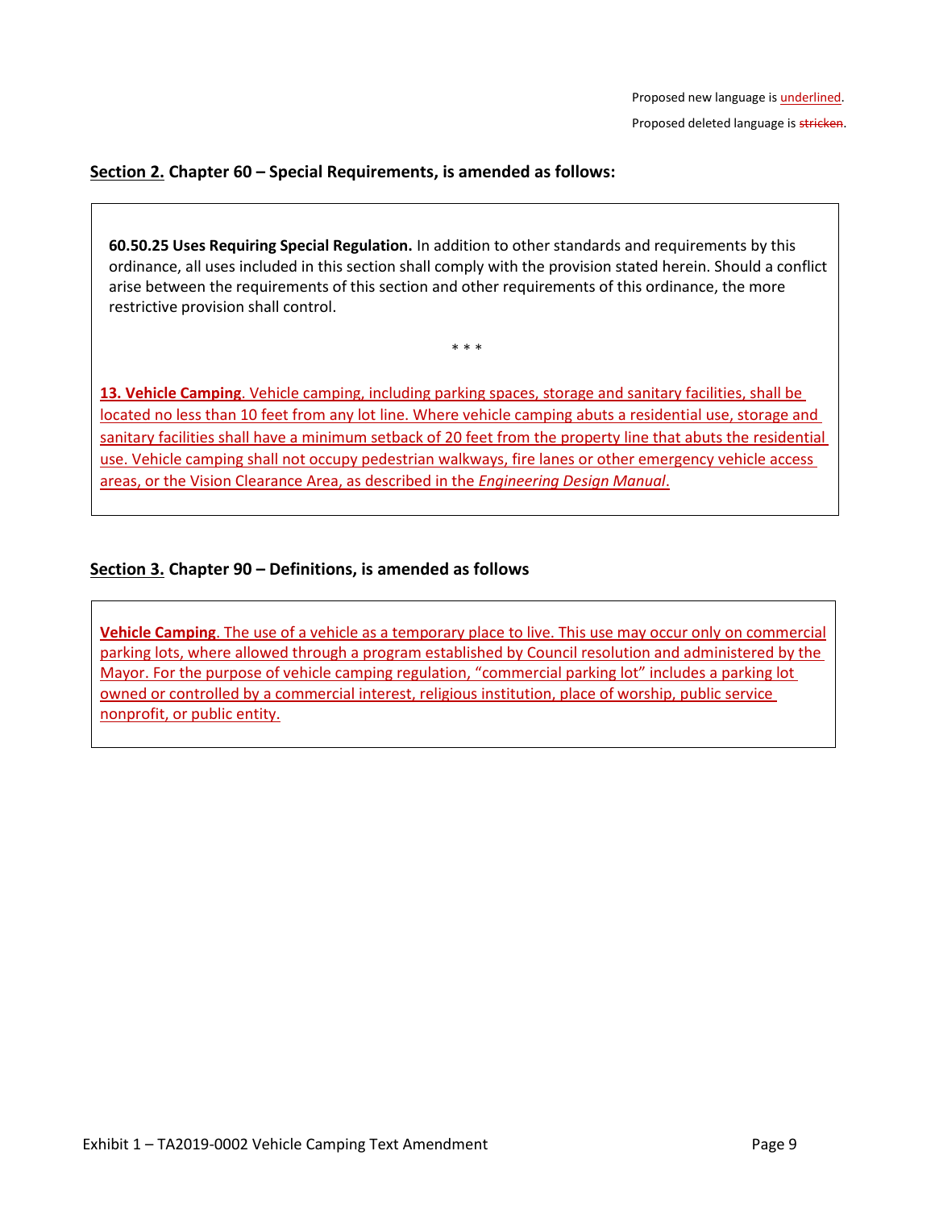Proposed new language is <u>underlined</u>.

Proposed deleted language is ~~stricken~~.

**<u>Section 2.</u> Chapter 60 – Special Requirements, is amended as follows:**

**60.50.25 Uses Requiring Special Regulation.** In addition to other standards and requirements by this ordinance, all uses included in this section shall comply with the provision stated herein. Should a conflict arise between the requirements of this section and other requirements of this ordinance, the more restrictive provision shall control.

\* \* \*

<u>**13. Vehicle Camping**. Vehicle camping, including parking spaces, storage and sanitary facilities, shall be located no less than 10 feet from any lot line. Where vehicle camping abuts a residential use, storage and sanitary facilities shall have a minimum setback of 20 feet from the property line that abuts the residential use. Vehicle camping shall not occupy pedestrian walkways, fire lanes or other emergency vehicle access areas, or the Vision Clearance Area, as described in the *Engineering Design Manual*.</u>

**<u>Section 3.</u> Chapter 90 – Definitions, is amended as follows**

<u>**Vehicle Camping**. The use of a vehicle as a temporary place to live. This use may occur only on commercial parking lots, where allowed through a program established by Council resolution and administered by the Mayor. For the purpose of vehicle camping regulation, “commercial parking lot” includes a parking lot owned or controlled by a commercial interest, religious institution, place of worship, public service nonprofit, or public entity.</u>